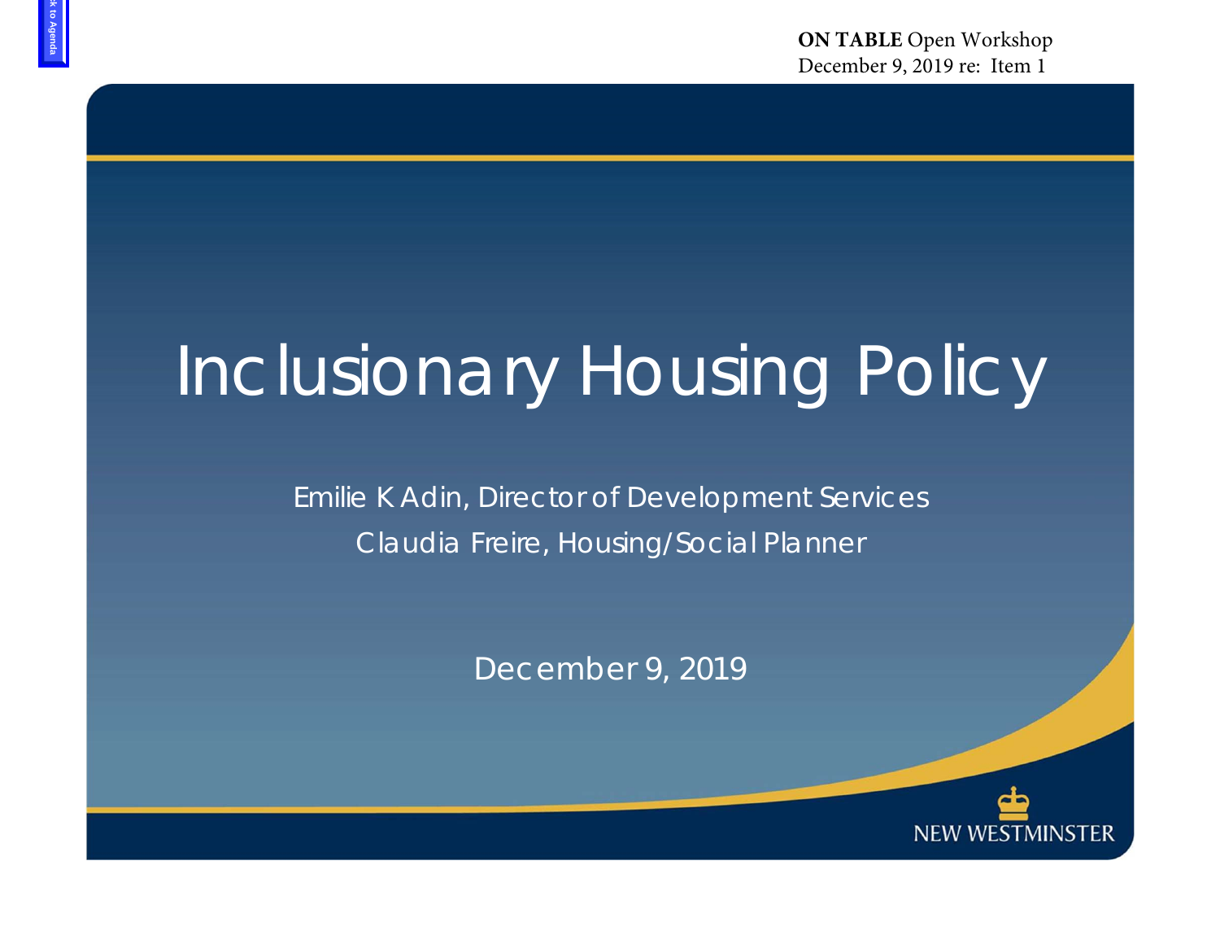**ON TABLE** Open Workshop
December 9, 2019 re: Item 1

# Inclusionary Housing Policy

Emilie K Adin, Director of Development Services

Claudia Freire, Housing/Social Planner

December 9, 2019

NEW WESTMINSTER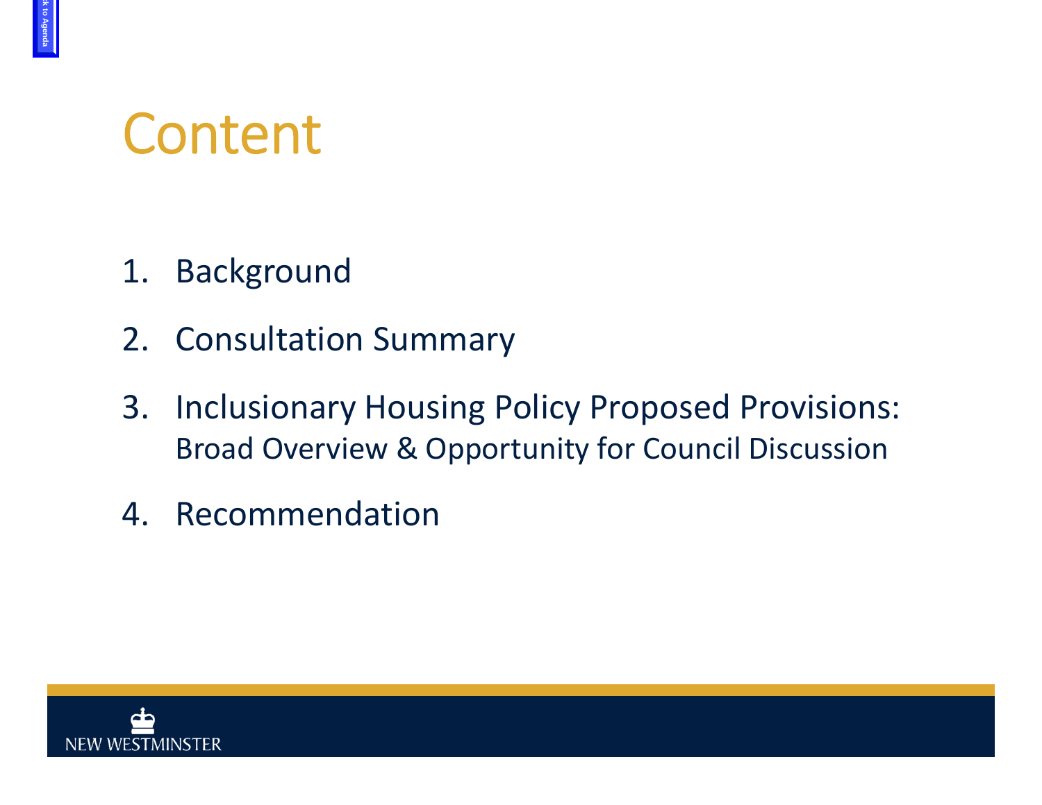# Content

1. Background
2. Consultation Summary
3. Inclusionary Housing Policy Proposed Provisions:
   Broad Overview & Opportunity for Council Discussion
4. Recommendation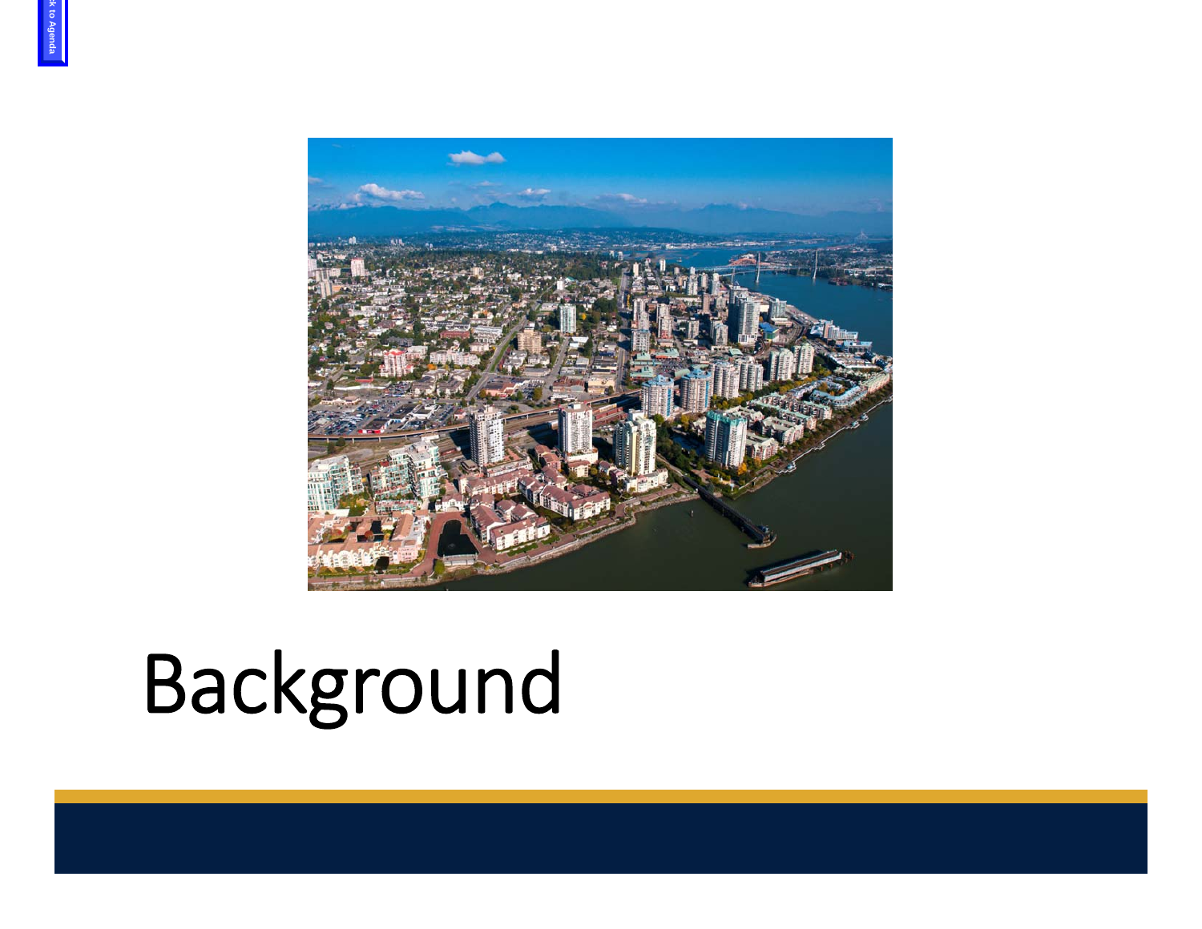# Background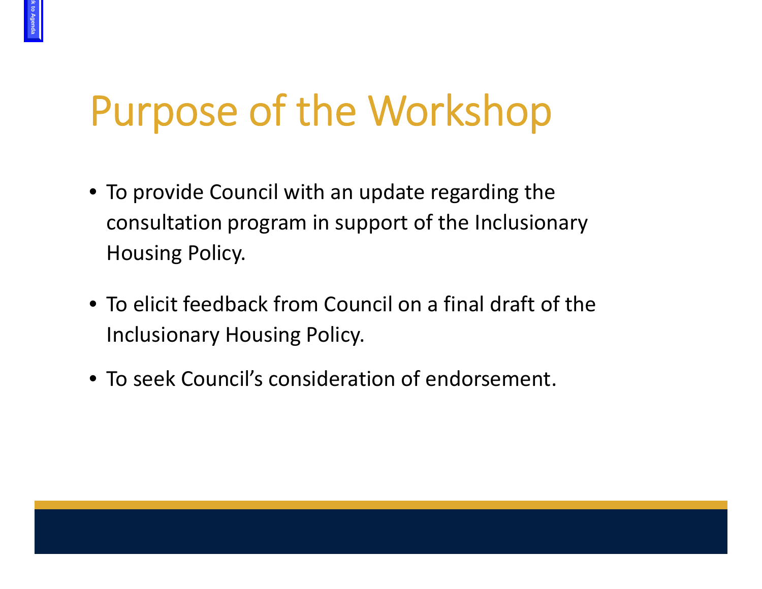# Purpose of the Workshop

- To provide Council with an update regarding the consultation program in support of the Inclusionary Housing Policy.
- To elicit feedback from Council on a final draft of the Inclusionary Housing Policy.
- To seek Council's consideration of endorsement.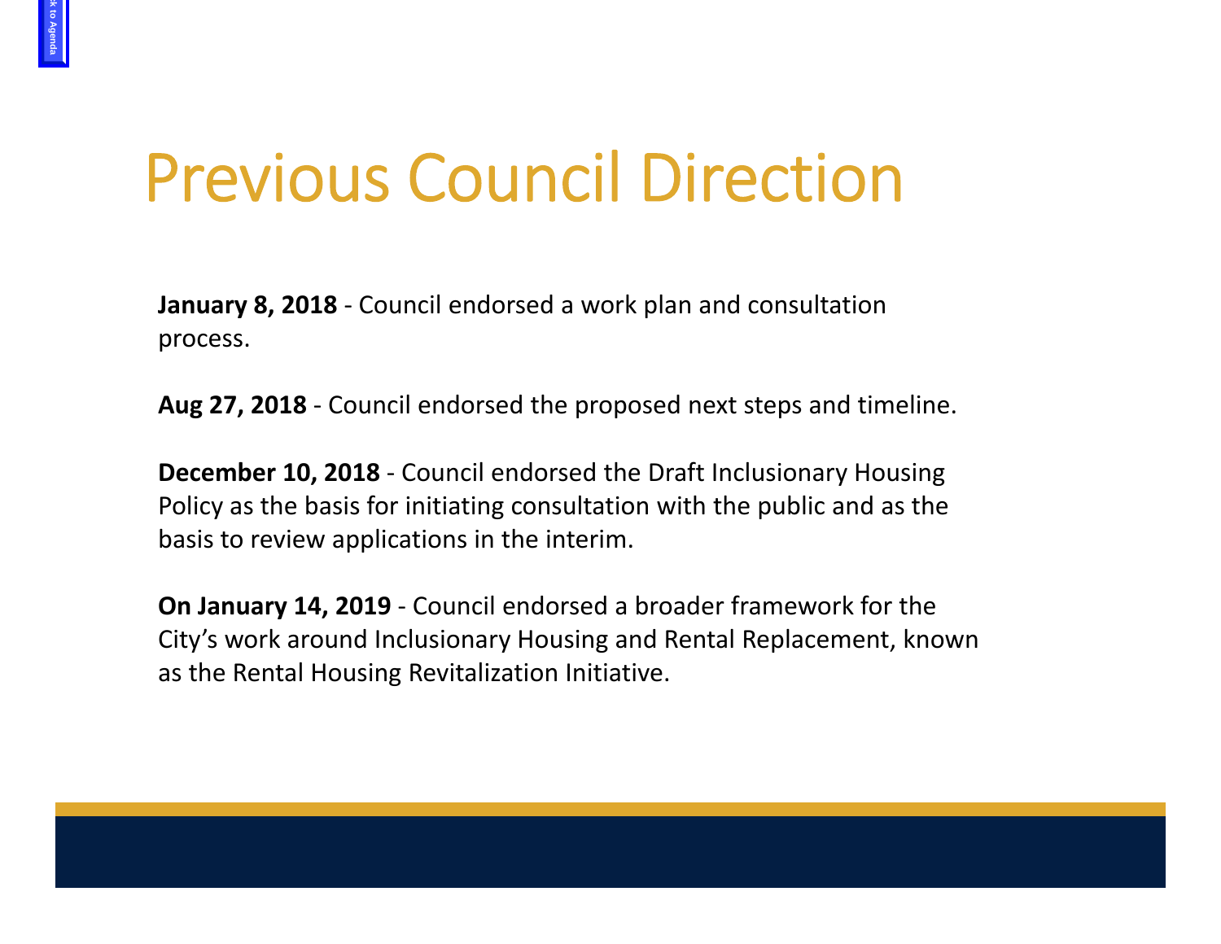# Previous Council Direction

**January 8, 2018** - Council endorsed a work plan and consultation process.

**Aug 27, 2018** - Council endorsed the proposed next steps and timeline.

**December 10, 2018** - Council endorsed the Draft Inclusionary Housing Policy as the basis for initiating consultation with the public and as the basis to review applications in the interim.

**On January 14, 2019** - Council endorsed a broader framework for the City's work around Inclusionary Housing and Rental Replacement, known as the Rental Housing Revitalization Initiative.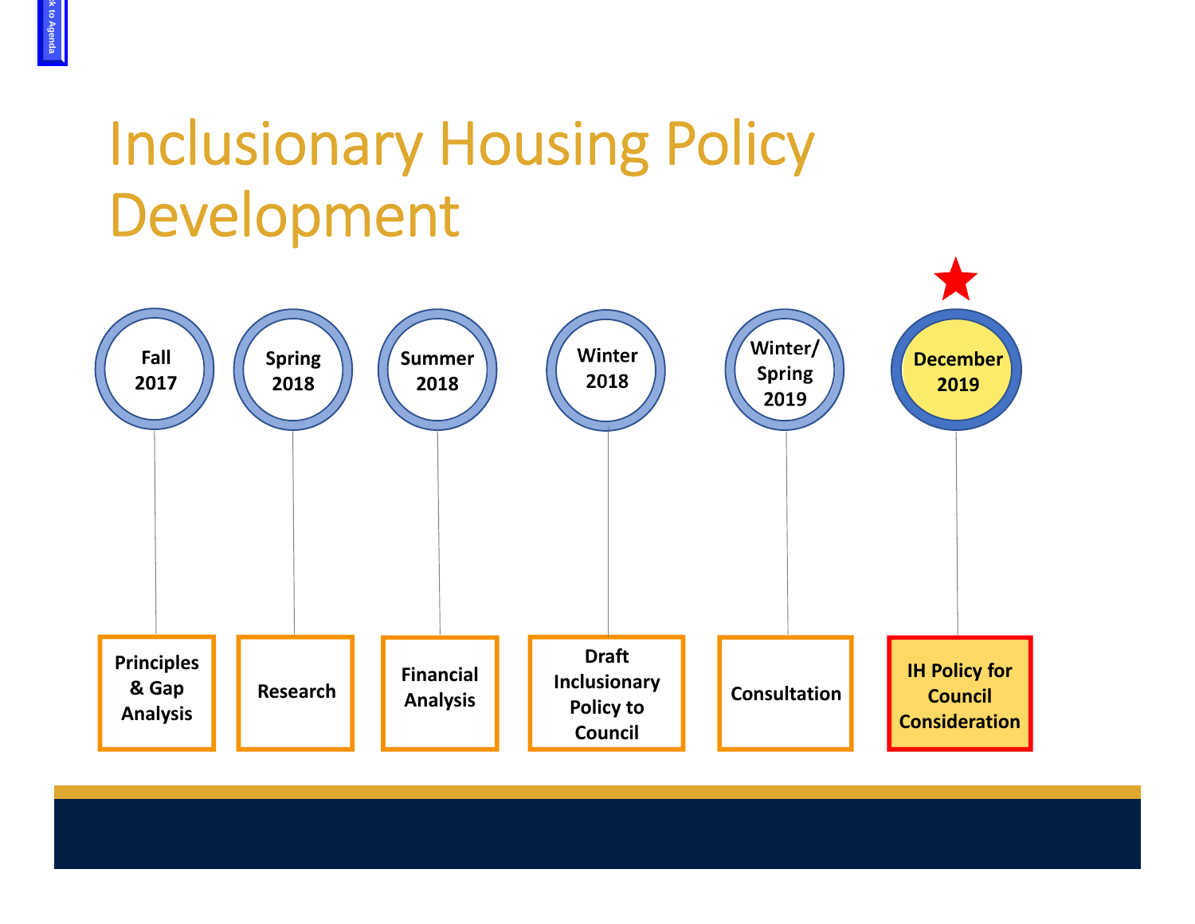# Inclusionary Housing Policy Development

| Date | Milestone |
| --- | --- |
| Fall 2017 | Principles & Gap Analysis |
| Spring 2018 | Research |
| Summer 2018 | Financial Analysis |
| Winter 2018 | Draft Inclusionary Policy to Council |
| Winter/ Spring 2019 | Consultation |
| December 2019 | IH Policy for Council Consideration |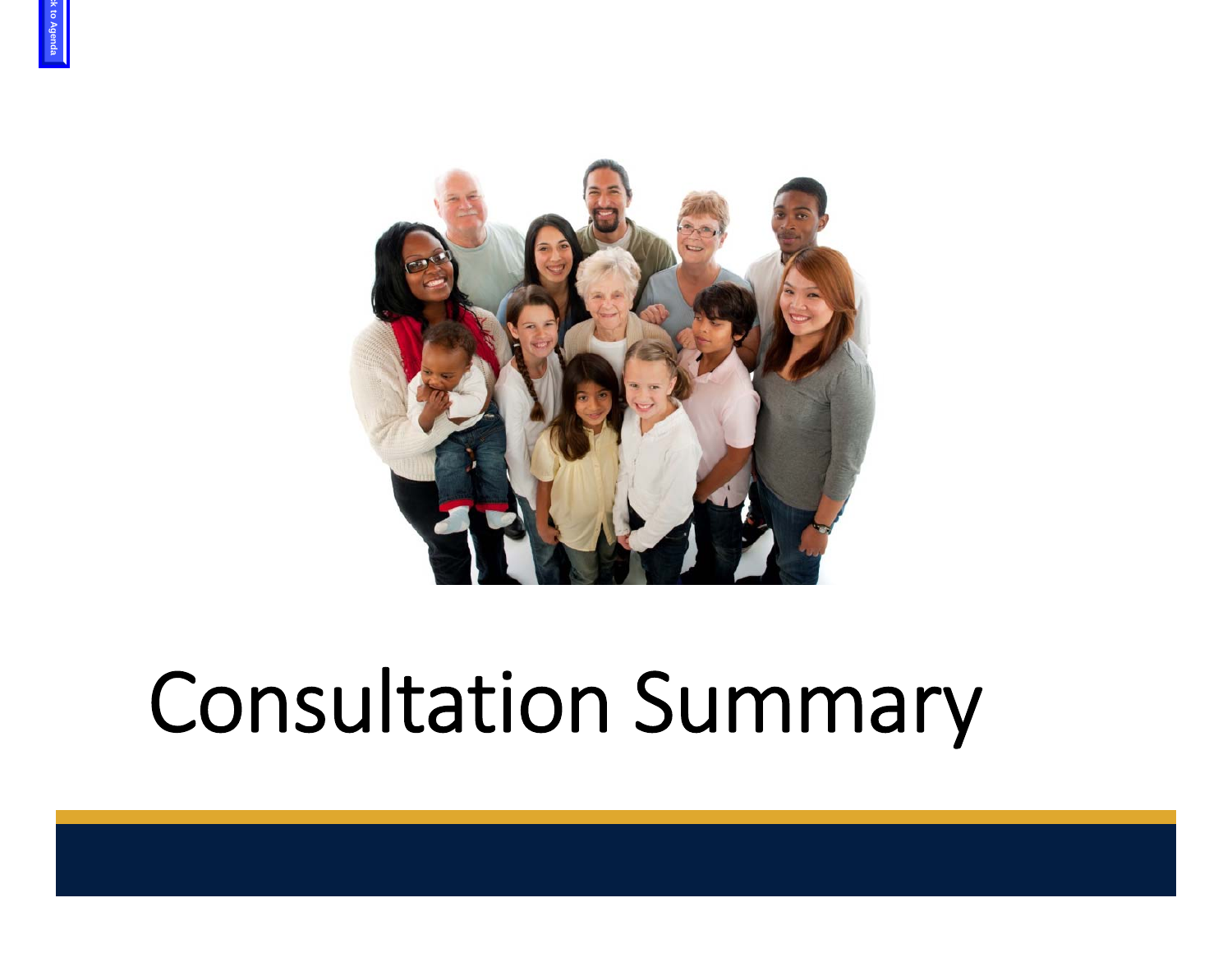# Consultation Summary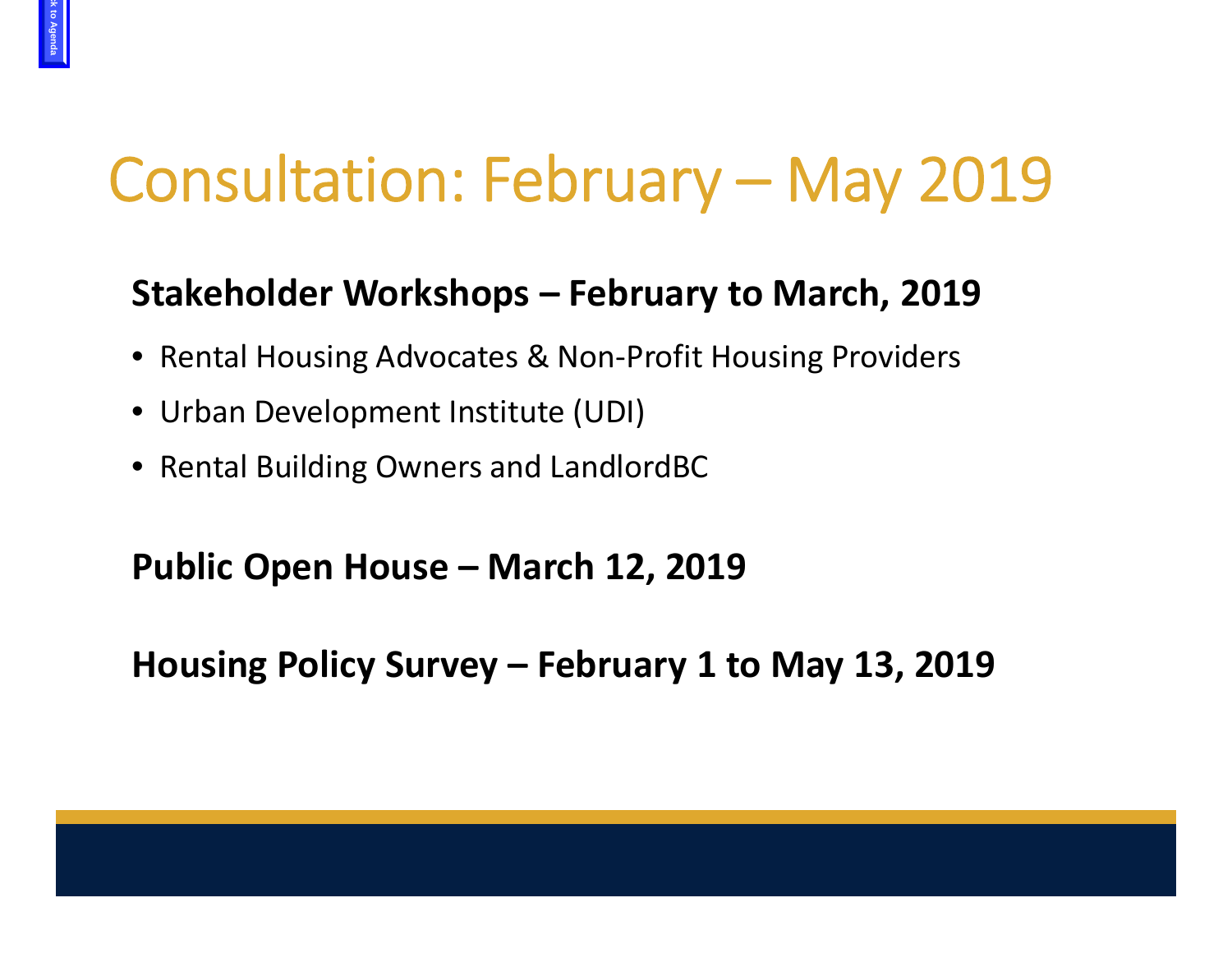# Consultation: February – May 2019

**Stakeholder Workshops – February to March, 2019**

- Rental Housing Advocates & Non-Profit Housing Providers
- Urban Development Institute (UDI)
- Rental Building Owners and LandlordBC

**Public Open House – March 12, 2019**

**Housing Policy Survey – February 1 to May 13, 2019**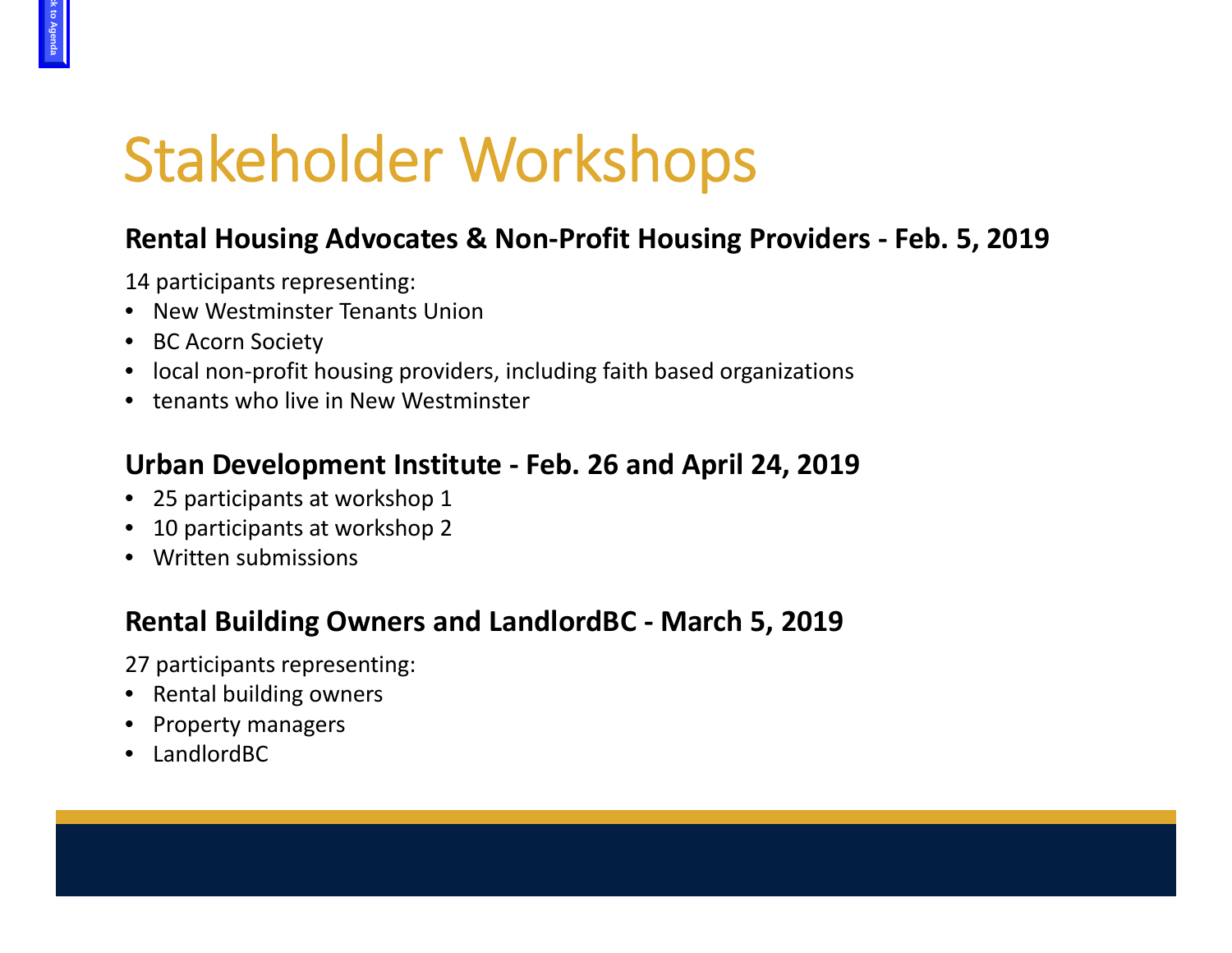# Stakeholder Workshops

### Rental Housing Advocates & Non-Profit Housing Providers - Feb. 5, 2019

14 participants representing:

- New Westminster Tenants Union
- BC Acorn Society
- local non-profit housing providers, including faith based organizations
- tenants who live in New Westminster

### Urban Development Institute - Feb. 26 and April 24, 2019

- 25 participants at workshop 1
- 10 participants at workshop 2
- Written submissions

### Rental Building Owners and LandlordBC - March 5, 2019

27 participants representing:

- Rental building owners
- Property managers
- LandlordBC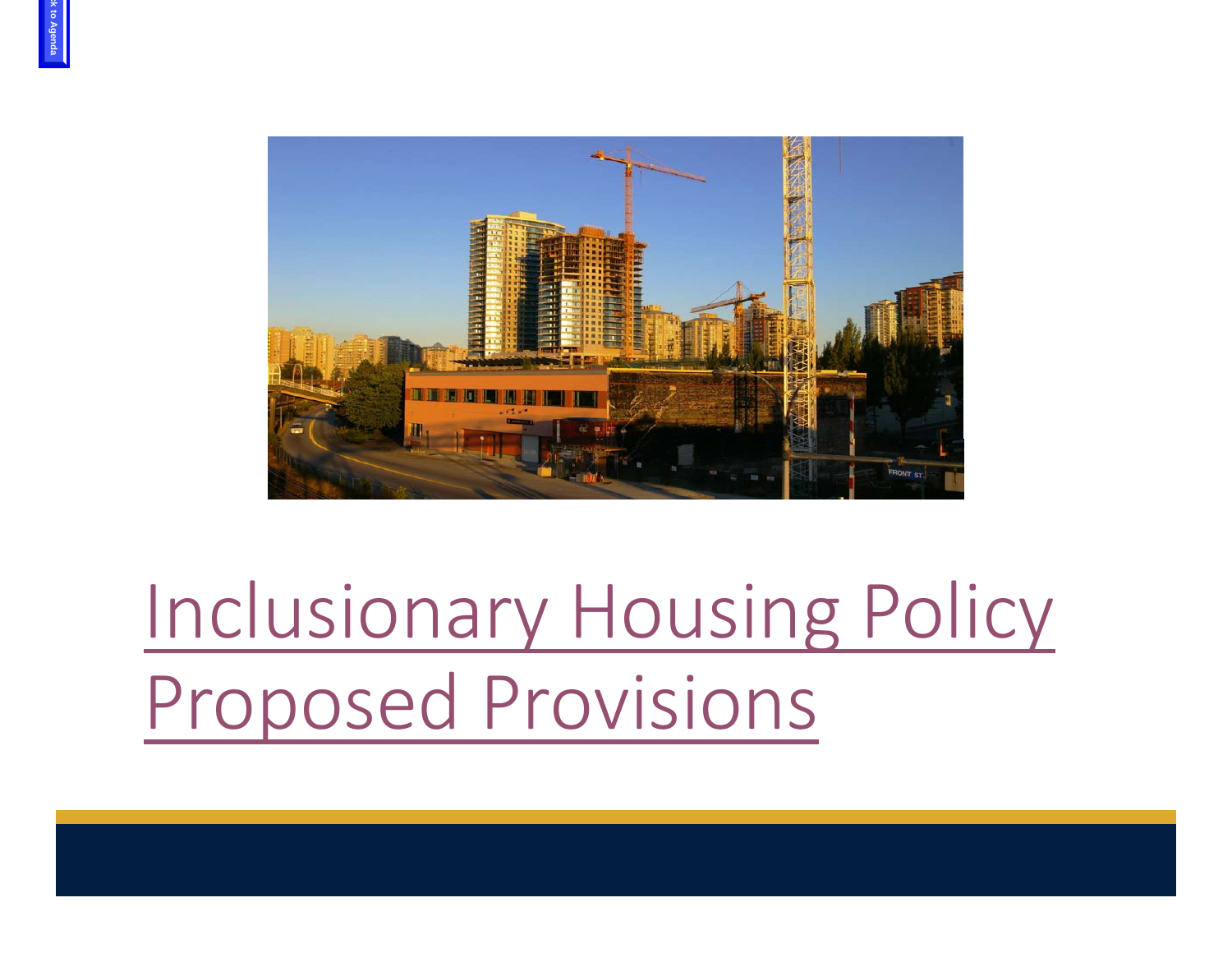# Inclusionary Housing Policy Proposed Provisions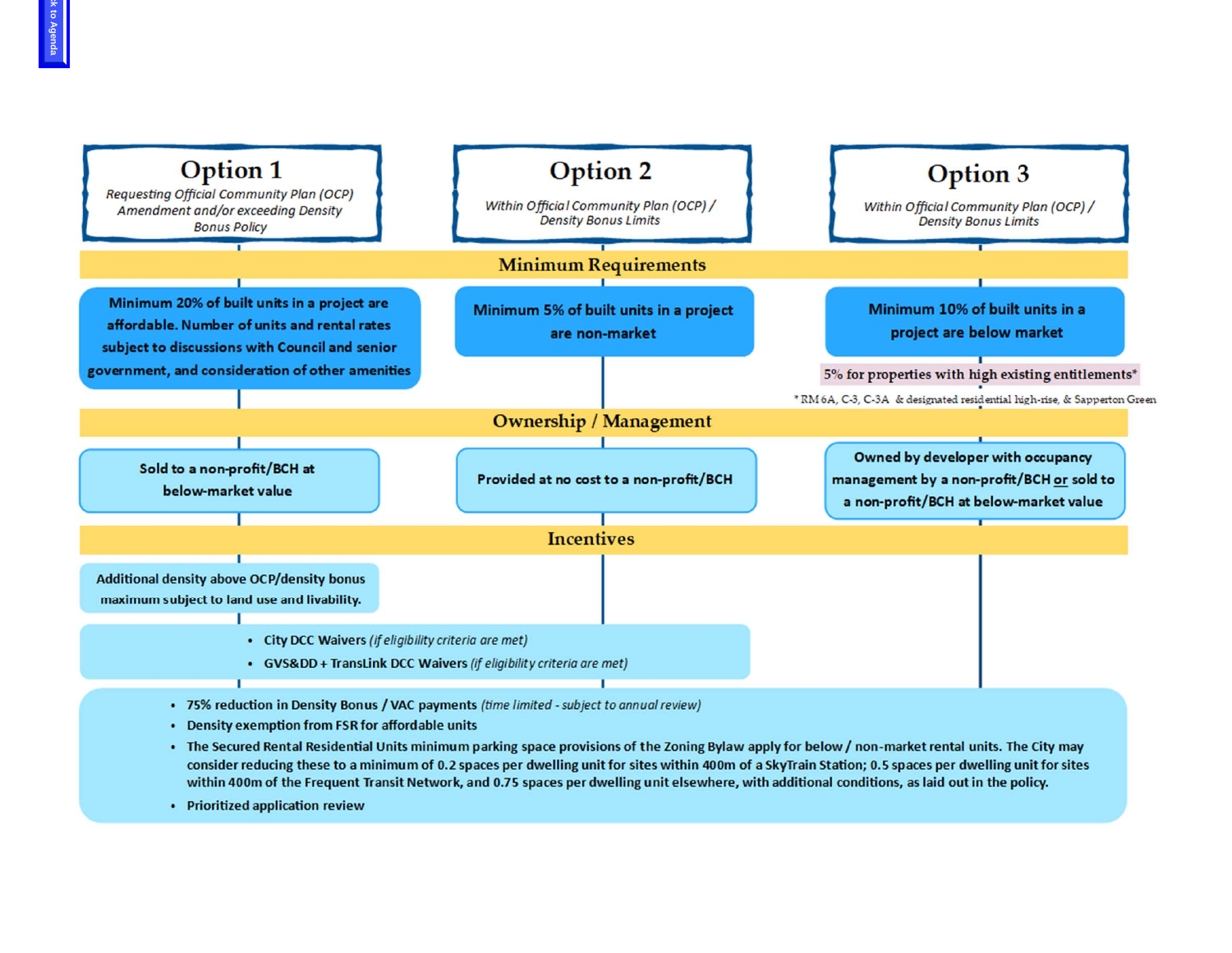| | Option 1<br>*Requesting Official Community Plan (OCP) Amendment and/or exceeding Density Bonus Policy* | Option 2<br>*Within Official Community Plan (OCP) / Density Bonus Limits* | Option 3<br>*Within Official Community Plan (OCP) / Density Bonus Limits* |
|---|---|---|---|
| **Minimum Requirements** | Minimum 20% of built units in a project are affordable. Number of units and rental rates subject to discussions with Council and senior government, and consideration of other amenities | Minimum 5% of built units in a project are non-market | Minimum 10% of built units in a project are below market<br>5% for properties with high existing entitlements* |
| **Ownership / Management** | Sold to a non-profit/BCH at below-market value | Provided at no cost to a non-profit/BCH | Owned by developer with occupancy management by a non-profit/BCH or sold to a non-profit/BCH at below-market value |

\* RM 6A, C-3, C-3A & designated residential high-rise, & Sapperton Green

**Incentives**

- Option 1 only: Additional density above OCP/density bonus maximum subject to land use and livability.
- Options 1 and 2:
  - City DCC Waivers *(if eligibility criteria are met)*
  - GVS&DD + TransLink DCC Waivers *(if eligibility criteria are met)*
- All options (1, 2 and 3):
  - 75% reduction in Density Bonus / VAC payments *(time limited - subject to annual review)*
  - Density exemption from FSR for affordable units
  - The Secured Rental Residential Units minimum parking space provisions of the Zoning Bylaw apply for below / non-market rental units. The City may consider reducing these to a minimum of 0.2 spaces per dwelling unit for sites within 400m of a SkyTrain Station; 0.5 spaces per dwelling unit for sites within 400m of the Frequent Transit Network, and 0.75 spaces per dwelling unit elsewhere, with additional conditions, as laid out in the policy.
  - Prioritized application review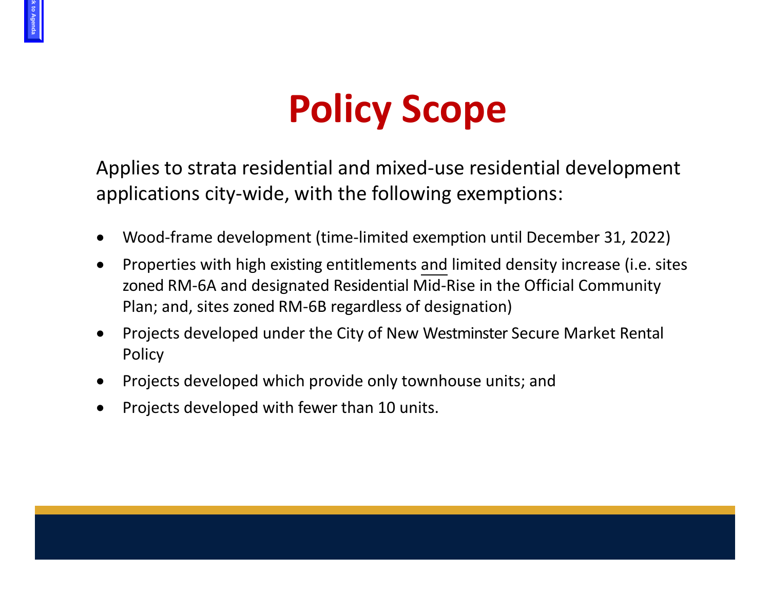# Policy Scope

Applies to strata residential and mixed-use residential development applications city-wide, with the following exemptions:

- Wood-frame development (time-limited exemption until December 31, 2022)
- Properties with high existing entitlements and limited density increase (i.e. sites zoned RM-6A and designated Residential Mid-Rise in the Official Community Plan; and, sites zoned RM-6B regardless of designation)
- Projects developed under the City of New Westminster Secure Market Rental Policy
- Projects developed which provide only townhouse units; and
- Projects developed with fewer than 10 units.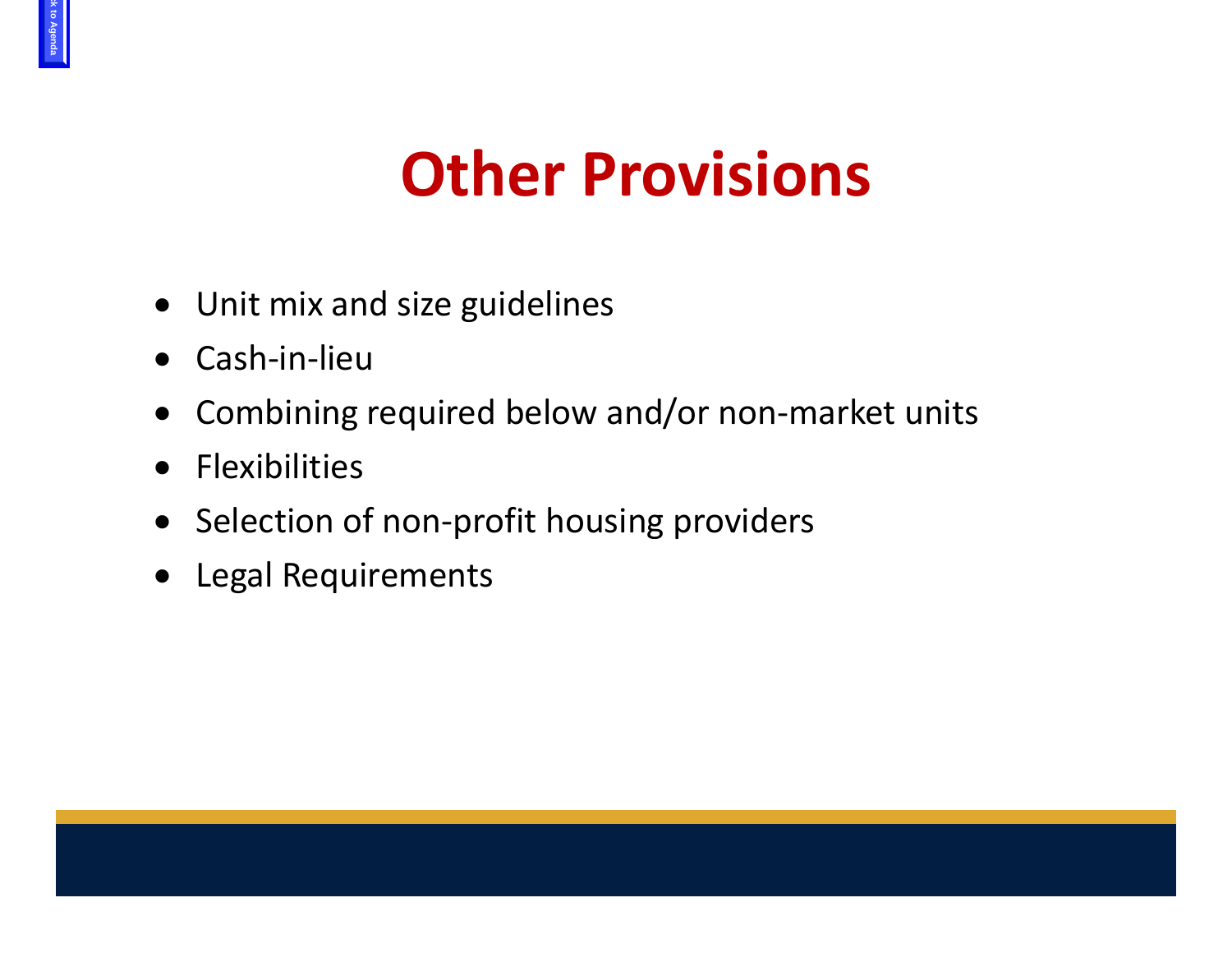# Other Provisions

- Unit mix and size guidelines
- Cash-in-lieu
- Combining required below and/or non-market units
- Flexibilities
- Selection of non-profit housing providers
- Legal Requirements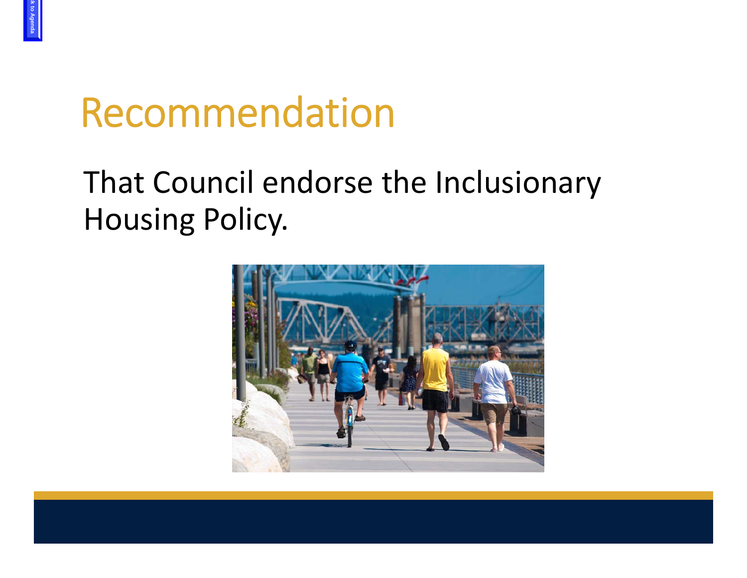# Recommendation

That Council endorse the Inclusionary Housing Policy.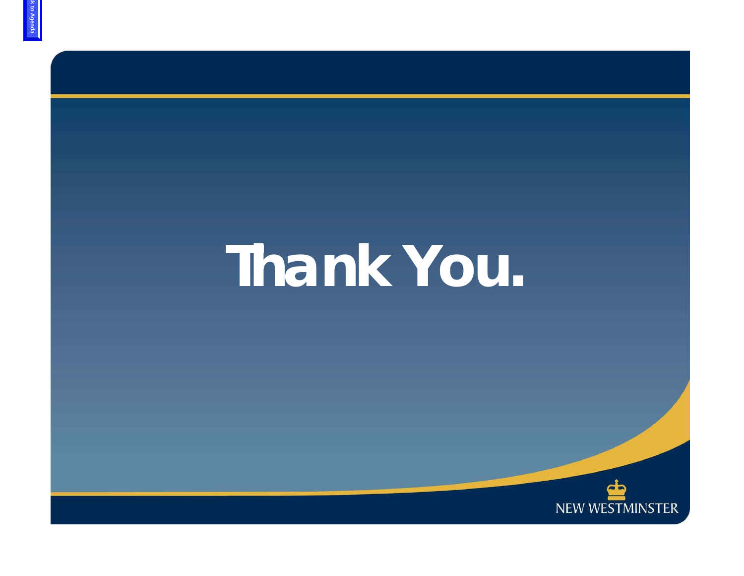# Thank You.

NEW WESTMINSTER